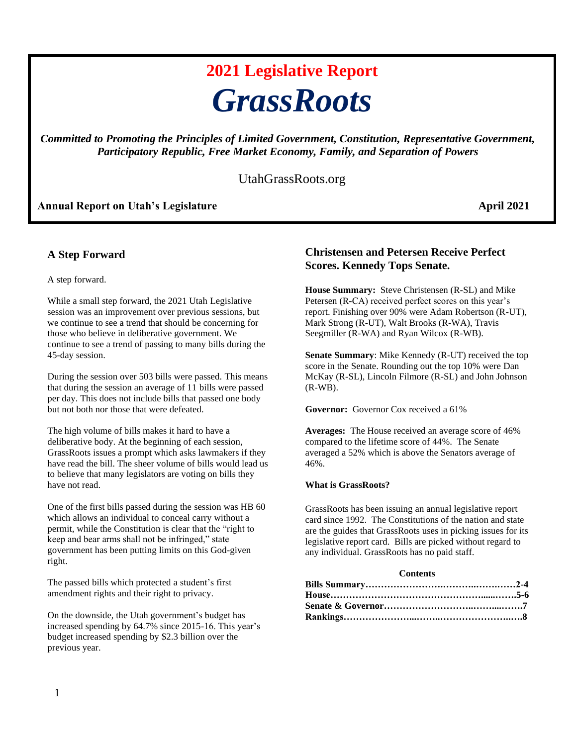# 2021 Legislative Report

# *GrassRoots*

***Committed to Promoting the Principles of Limited Government, Constitution, Representative Government, Participatory Republic, Free Market Economy, Family, and Separation of Powers***

UtahGrassRoots.org

**Annual Report on Utah's Legislature** **April 2021**

## A Step Forward

A step forward.

While a small step forward, the 2021 Utah Legislative session was an improvement over previous sessions, but we continue to see a trend that should be concerning for those who believe in deliberative government. We continue to see a trend of passing to many bills during the 45-day session.

During the session over 503 bills were passed. This means that during the session an average of 11 bills were passed per day. This does not include bills that passed one body but not both nor those that were defeated.

The high volume of bills makes it hard to have a deliberative body. At the beginning of each session, GrassRoots issues a prompt which asks lawmakers if they have read the bill. The sheer volume of bills would lead us to believe that many legislators are voting on bills they have not read.

One of the first bills passed during the session was HB 60 which allows an individual to conceal carry without a permit, while the Constitution is clear that the "right to keep and bear arms shall not be infringed," state government has been putting limits on this God-given right.

The passed bills which protected a student's first amendment rights and their right to privacy.

On the downside, the Utah government's budget has increased spending by 64.7% since 2015-16. This year's budget increased spending by $2.3 billion over the previous year.

## Christensen and Petersen Receive Perfect Scores. Kennedy Tops Senate.

**House Summary:** Steve Christensen (R-SL) and Mike Petersen (R-CA) received perfect scores on this year's report. Finishing over 90% were Adam Robertson (R-UT), Mark Strong (R-UT), Walt Brooks (R-WA), Travis Seegmiller (R-WA) and Ryan Wilcox (R-WB).

**Senate Summary**: Mike Kennedy (R-UT) received the top score in the Senate. Rounding out the top 10% were Dan McKay (R-SL), Lincoln Filmore (R-SL) and John Johnson (R-WB).

**Governor:** Governor Cox received a 61%

**Averages:** The House received an average score of 46% compared to the lifetime score of 44%. The Senate averaged a 52% which is above the Senators average of 46%.

**What is GrassRoots?**

GrassRoots has been issuing an annual legislative report card since 1992. The Constitutions of the nation and state are the guides that GrassRoots uses in picking issues for its legislative report card. Bills are picked without regard to any individual. GrassRoots has no paid staff.

**Contents**

**Bills Summary……………………………………………2-4**
**House……………………………………………………5-6**
**Senate & Governor………………………………………7**
**Rankings…………………………………………………8**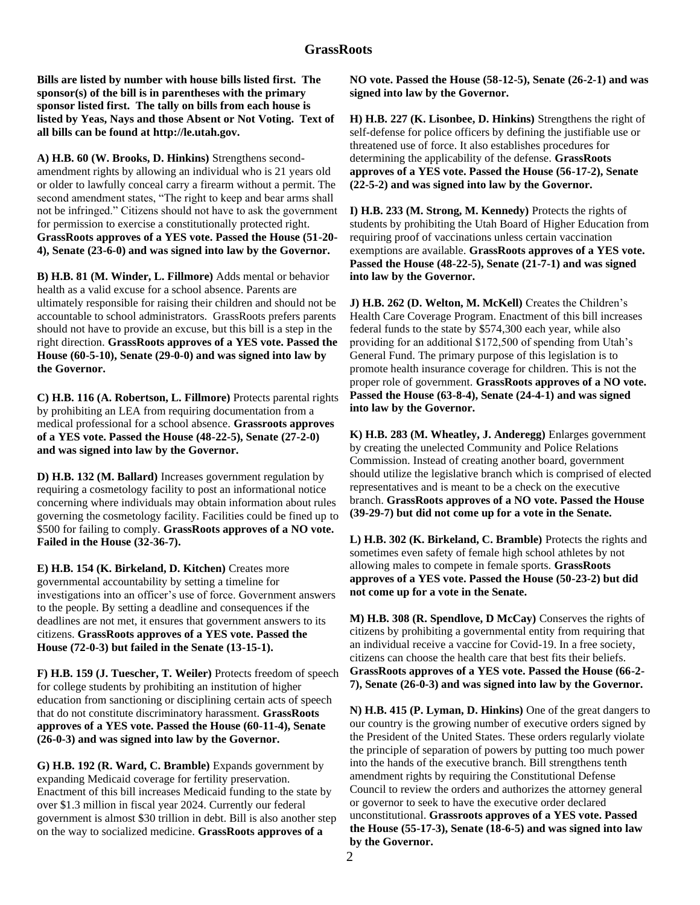## GrassRoots

**Bills are listed by number with house bills listed first. The sponsor(s) of the bill is in parentheses with the primary sponsor listed first. The tally on bills from each house is listed by Yeas, Nays and those Absent or Not Voting. Text of all bills can be found at http://le.utah.gov.**

**A) H.B. 60 (W. Brooks, D. Hinkins)** Strengthens second-amendment rights by allowing an individual who is 21 years old or older to lawfully conceal carry a firearm without a permit. The second amendment states, "The right to keep and bear arms shall not be infringed." Citizens should not have to ask the government for permission to exercise a constitutionally protected right. **GrassRoots approves of a YES vote. Passed the House (51-20-4), Senate (23-6-0) and was signed into law by the Governor.**

**B) H.B. 81 (M. Winder, L. Fillmore)** Adds mental or behavior health as a valid excuse for a school absence. Parents are ultimately responsible for raising their children and should not be accountable to school administrators. GrassRoots prefers parents should not have to provide an excuse, but this bill is a step in the right direction. **GrassRoots approves of a YES vote. Passed the House (60-5-10), Senate (29-0-0) and was signed into law by the Governor.**

**C) H.B. 116 (A. Robertson, L. Fillmore)** Protects parental rights by prohibiting an LEA from requiring documentation from a medical professional for a school absence. **Grassroots approves of a YES vote. Passed the House (48-22-5), Senate (27-2-0) and was signed into law by the Governor.**

**D) H.B. 132 (M. Ballard)** Increases government regulation by requiring a cosmetology facility to post an informational notice concerning where individuals may obtain information about rules governing the cosmetology facility. Facilities could be fined up to $500 for failing to comply. **GrassRoots approves of a NO vote. Failed in the House (32-36-7).**

**E) H.B. 154 (K. Birkeland, D. Kitchen)** Creates more governmental accountability by setting a timeline for investigations into an officer's use of force. Government answers to the people. By setting a deadline and consequences if the deadlines are not met, it ensures that government answers to its citizens. **GrassRoots approves of a YES vote. Passed the House (72-0-3) but failed in the Senate (13-15-1).**

**F) H.B. 159 (J. Tuescher, T. Weiler)** Protects freedom of speech for college students by prohibiting an institution of higher education from sanctioning or disciplining certain acts of speech that do not constitute discriminatory harassment. **GrassRoots approves of a YES vote. Passed the House (60-11-4), Senate (26-0-3) and was signed into law by the Governor.**

**G) H.B. 192 (R. Ward, C. Bramble)** Expands government by expanding Medicaid coverage for fertility preservation. Enactment of this bill increases Medicaid funding to the state by over $1.3 million in fiscal year 2024. Currently our federal government is almost $30 trillion in debt. Bill is also another step on the way to socialized medicine. **GrassRoots approves of a NO vote. Passed the House (58-12-5), Senate (26-2-1) and was signed into law by the Governor.**

**H) H.B. 227 (K. Lisonbee, D. Hinkins)** Strengthens the right of self-defense for police officers by defining the justifiable use or threatened use of force. It also establishes procedures for determining the applicability of the defense. **GrassRoots approves of a YES vote. Passed the House (56-17-2), Senate (22-5-2) and was signed into law by the Governor.**

**I) H.B. 233 (M. Strong, M. Kennedy)** Protects the rights of students by prohibiting the Utah Board of Higher Education from requiring proof of vaccinations unless certain vaccination exemptions are available. **GrassRoots approves of a YES vote. Passed the House (48-22-5), Senate (21-7-1) and was signed into law by the Governor.**

**J) H.B. 262 (D. Welton, M. McKell)** Creates the Children's Health Care Coverage Program. Enactment of this bill increases federal funds to the state by $574,300 each year, while also providing for an additional $172,500 of spending from Utah's General Fund. The primary purpose of this legislation is to promote health insurance coverage for children. This is not the proper role of government. **GrassRoots approves of a NO vote. Passed the House (63-8-4), Senate (24-4-1) and was signed into law by the Governor.**

**K) H.B. 283 (M. Wheatley, J. Anderegg)** Enlarges government by creating the unelected Community and Police Relations Commission. Instead of creating another board, government should utilize the legislative branch which is comprised of elected representatives and is meant to be a check on the executive branch. **GrassRoots approves of a NO vote. Passed the House (39-29-7) but did not come up for a vote in the Senate.**

**L) H.B. 302 (K. Birkeland, C. Bramble)** Protects the rights and sometimes even safety of female high school athletes by not allowing males to compete in female sports. **GrassRoots approves of a YES vote. Passed the House (50-23-2) but did not come up for a vote in the Senate.**

**M) H.B. 308 (R. Spendlove, D McCay)** Conserves the rights of citizens by prohibiting a governmental entity from requiring that an individual receive a vaccine for Covid-19. In a free society, citizens can choose the health care that best fits their beliefs. **GrassRoots approves of a YES vote. Passed the House (66-2-7), Senate (26-0-3) and was signed into law by the Governor.**

**N) H.B. 415 (P. Lyman, D. Hinkins)** One of the great dangers to our country is the growing number of executive orders signed by the President of the United States. These orders regularly violate the principle of separation of powers by putting too much power into the hands of the executive branch. Bill strengthens tenth amendment rights by requiring the Constitutional Defense Council to review the orders and authorizes the attorney general or governor to seek to have the executive order declared unconstitutional. **Grassroots approves of a YES vote. Passed the House (55-17-3), Senate (18-6-5) and was signed into law by the Governor.**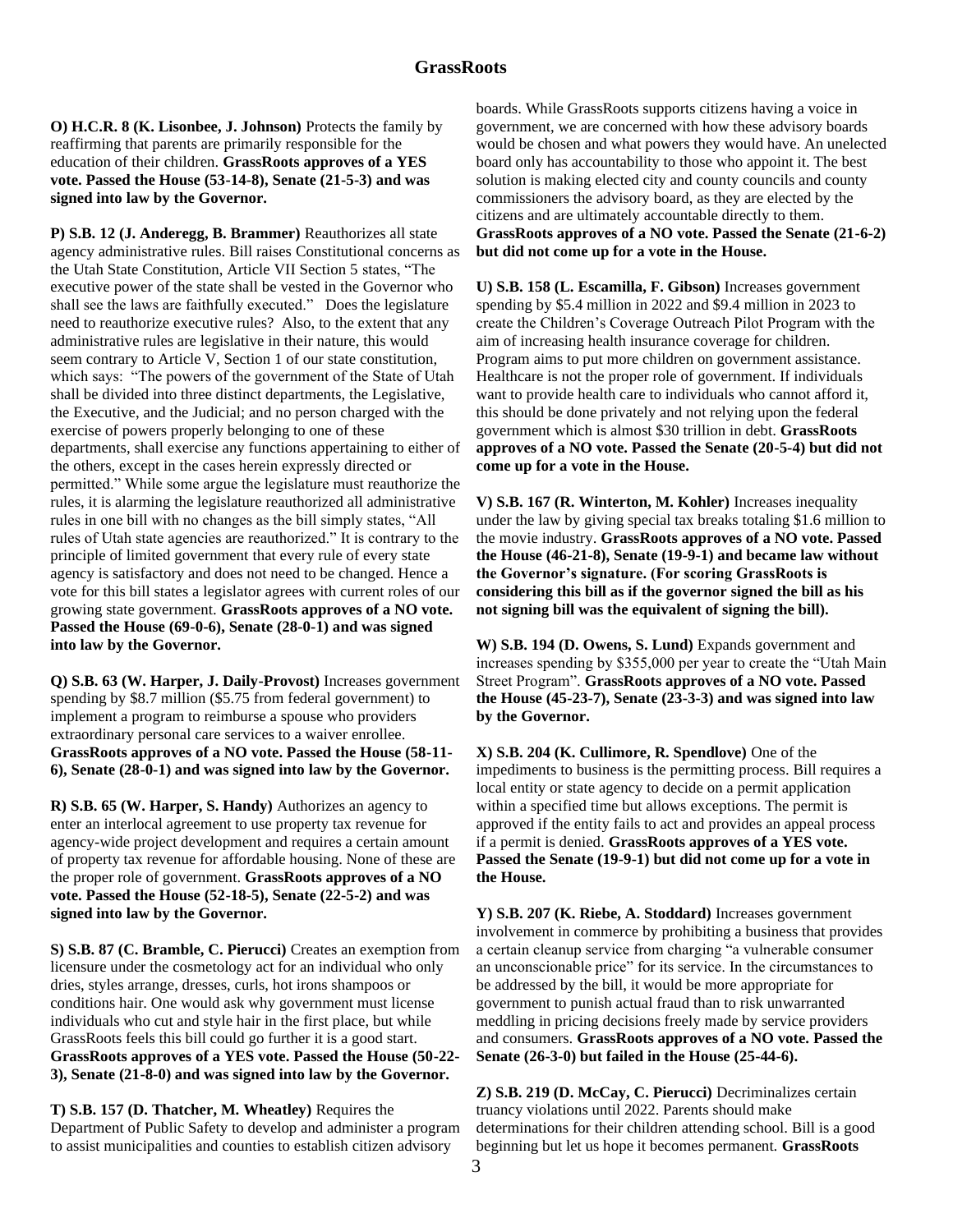**O) H.C.R. 8 (K. Lisonbee, J. Johnson)** Protects the family by reaffirming that parents are primarily responsible for the education of their children. **GrassRoots approves of a YES vote. Passed the House (53-14-8), Senate (21-5-3) and was signed into law by the Governor.**

**P) S.B. 12 (J. Anderegg, B. Brammer)** Reauthorizes all state agency administrative rules. Bill raises Constitutional concerns as the Utah State Constitution, Article VII Section 5 states, "The executive power of the state shall be vested in the Governor who shall see the laws are faithfully executed." Does the legislature need to reauthorize executive rules? Also, to the extent that any administrative rules are legislative in their nature, this would seem contrary to Article V, Section 1 of our state constitution, which says: "The powers of the government of the State of Utah shall be divided into three distinct departments, the Legislative, the Executive, and the Judicial; and no person charged with the exercise of powers properly belonging to one of these departments, shall exercise any functions appertaining to either of the others, except in the cases herein expressly directed or permitted." While some argue the legislature must reauthorize the rules, it is alarming the legislature reauthorized all administrative rules in one bill with no changes as the bill simply states, "All rules of Utah state agencies are reauthorized." It is contrary to the principle of limited government that every rule of every state agency is satisfactory and does not need to be changed. Hence a vote for this bill states a legislator agrees with current roles of our growing state government. **GrassRoots approves of a NO vote. Passed the House (69-0-6), Senate (28-0-1) and was signed into law by the Governor.**

**Q) S.B. 63 (W. Harper, J. Daily-Provost)** Increases government spending by $8.7 million ($5.75 from federal government) to implement a program to reimburse a spouse who providers extraordinary personal care services to a waiver enrollee. **GrassRoots approves of a NO vote. Passed the House (58-11-6), Senate (28-0-1) and was signed into law by the Governor.**

**R) S.B. 65 (W. Harper, S. Handy)** Authorizes an agency to enter an interlocal agreement to use property tax revenue for agency-wide project development and requires a certain amount of property tax revenue for affordable housing. None of these are the proper role of government. **GrassRoots approves of a NO vote. Passed the House (52-18-5), Senate (22-5-2) and was signed into law by the Governor.**

**S) S.B. 87 (C. Bramble, C. Pierucci)** Creates an exemption from licensure under the cosmetology act for an individual who only dries, styles arrange, dresses, curls, hot irons shampoos or conditions hair. One would ask why government must license individuals who cut and style hair in the first place, but while GrassRoots feels this bill could go further it is a good start. **GrassRoots approves of a YES vote. Passed the House (50-22-3), Senate (21-8-0) and was signed into law by the Governor.**

**T) S.B. 157 (D. Thatcher, M. Wheatley)** Requires the Department of Public Safety to develop and administer a program to assist municipalities and counties to establish citizen advisory boards. While GrassRoots supports citizens having a voice in government, we are concerned with how these advisory boards would be chosen and what powers they would have. An unelected board only has accountability to those who appoint it. The best solution is making elected city and county councils and county commissioners the advisory board, as they are elected by the citizens and are ultimately accountable directly to them. **GrassRoots approves of a NO vote. Passed the Senate (21-6-2) but did not come up for a vote in the House.**

**U) S.B. 158 (L. Escamilla, F. Gibson)** Increases government spending by $5.4 million in 2022 and $9.4 million in 2023 to create the Children's Coverage Outreach Pilot Program with the aim of increasing health insurance coverage for children. Program aims to put more children on government assistance. Healthcare is not the proper role of government. If individuals want to provide health care to individuals who cannot afford it, this should be done privately and not relying upon the federal government which is almost $30 trillion in debt. **GrassRoots approves of a NO vote. Passed the Senate (20-5-4) but did not come up for a vote in the House.**

**V) S.B. 167 (R. Winterton, M. Kohler)** Increases inequality under the law by giving special tax breaks totaling $1.6 million to the movie industry. **GrassRoots approves of a NO vote. Passed the House (46-21-8), Senate (19-9-1) and became law without the Governor's signature. (For scoring GrassRoots is considering this bill as if the governor signed the bill as his not signing bill was the equivalent of signing the bill).**

**W) S.B. 194 (D. Owens, S. Lund)** Expands government and increases spending by $355,000 per year to create the "Utah Main Street Program". **GrassRoots approves of a NO vote. Passed the House (45-23-7), Senate (23-3-3) and was signed into law by the Governor.**

**X) S.B. 204 (K. Cullimore, R. Spendlove)** One of the impediments to business is the permitting process. Bill requires a local entity or state agency to decide on a permit application within a specified time but allows exceptions. The permit is approved if the entity fails to act and provides an appeal process if a permit is denied. **GrassRoots approves of a YES vote. Passed the Senate (19-9-1) but did not come up for a vote in the House.**

**Y) S.B. 207 (K. Riebe, A. Stoddard)** Increases government involvement in commerce by prohibiting a business that provides a certain cleanup service from charging "a vulnerable consumer an unconscionable price" for its service. In the circumstances to be addressed by the bill, it would be more appropriate for government to punish actual fraud than to risk unwarranted meddling in pricing decisions freely made by service providers and consumers. **GrassRoots approves of a NO vote. Passed the Senate (26-3-0) but failed in the House (25-44-6).**

**Z) S.B. 219 (D. McCay, C. Pierucci)** Decriminalizes certain truancy violations until 2022. Parents should make determinations for their children attending school. Bill is a good beginning but let us hope it becomes permanent. **GrassRoots**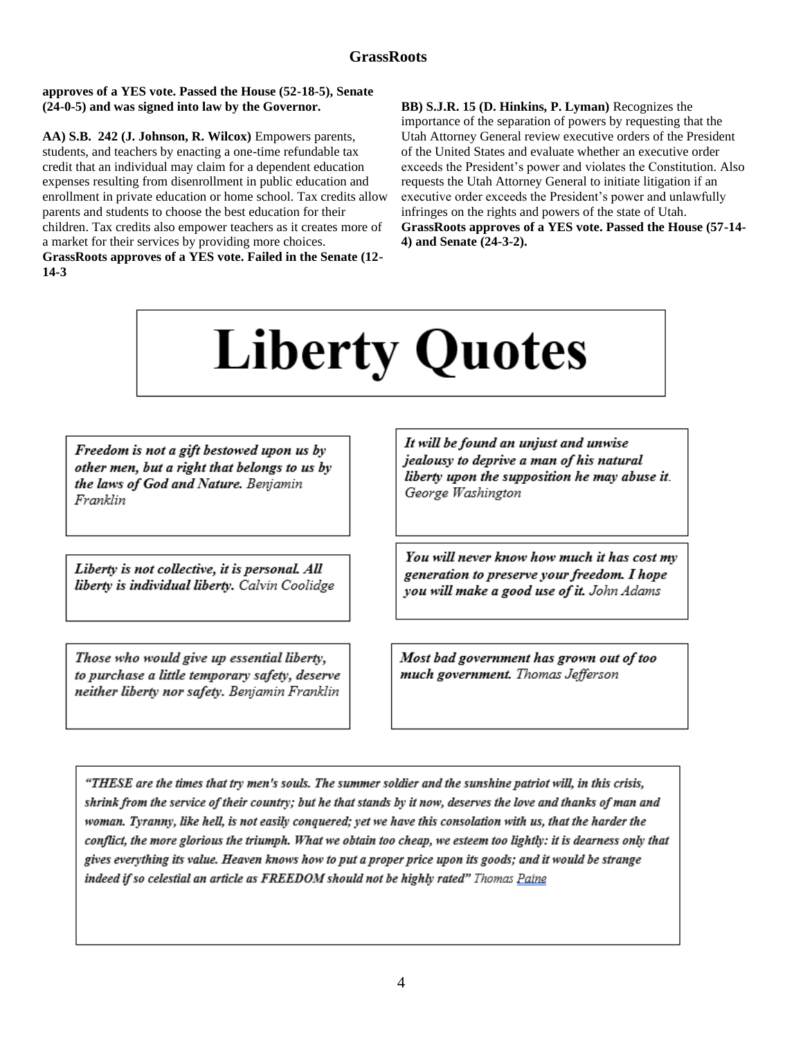**approves of a YES vote. Passed the House (52-18-5), Senate (24-0-5) and was signed into law by the Governor.**

**AA) S.B. 242 (J. Johnson, R. Wilcox)** Empowers parents, students, and teachers by enacting a one-time refundable tax credit that an individual may claim for a dependent education expenses resulting from disenrollment in public education and enrollment in private education or home school. Tax credits allow parents and students to choose the best education for their children. Tax credits also empower teachers as it creates more of a market for their services by providing more choices. **GrassRoots approves of a YES vote. Failed in the Senate (12-14-3**

**BB) S.J.R. 15 (D. Hinkins, P. Lyman)** Recognizes the importance of the separation of powers by requesting that the Utah Attorney General review executive orders of the President of the United States and evaluate whether an executive order exceeds the President's power and violates the Constitution. Also requests the Utah Attorney General to initiate litigation if an executive order exceeds the President's power and unlawfully infringes on the rights and powers of the state of Utah. **GrassRoots approves of a YES vote. Passed the House (57-14-4) and Senate (24-3-2).**

# Liberty Quotes

***Freedom is not a gift bestowed upon us by other men, but a right that belongs to us by the laws of God and Nature.*** *Benjamin Franklin*

***It will be found an unjust and unwise jealousy to deprive a man of his natural liberty upon the supposition he may abuse it.*** *George Washington*

***Liberty is not collective, it is personal. All liberty is individual liberty.*** *Calvin Coolidge*

***You will never know how much it has cost my generation to preserve your freedom. I hope you will make a good use of it.*** *John Adams*

***Those who would give up essential liberty, to purchase a little temporary safety, deserve neither liberty nor safety.*** *Benjamin Franklin*

***Most bad government has grown out of too much government.*** *Thomas Jefferson*

***"THESE are the times that try men's souls. The summer soldier and the sunshine patriot will, in this crisis, shrink from the service of their country; but he that stands by it now, deserves the love and thanks of man and woman. Tyranny, like hell, is not easily conquered; yet we have this consolation with us, that the harder the conflict, the more glorious the triumph. What we obtain too cheap, we esteem too lightly: it is dearness only that gives everything its value. Heaven knows how to put a proper price upon its goods; and it would be strange indeed if so celestial an article as FREEDOM should not be highly rated"*** *Thomas Paine*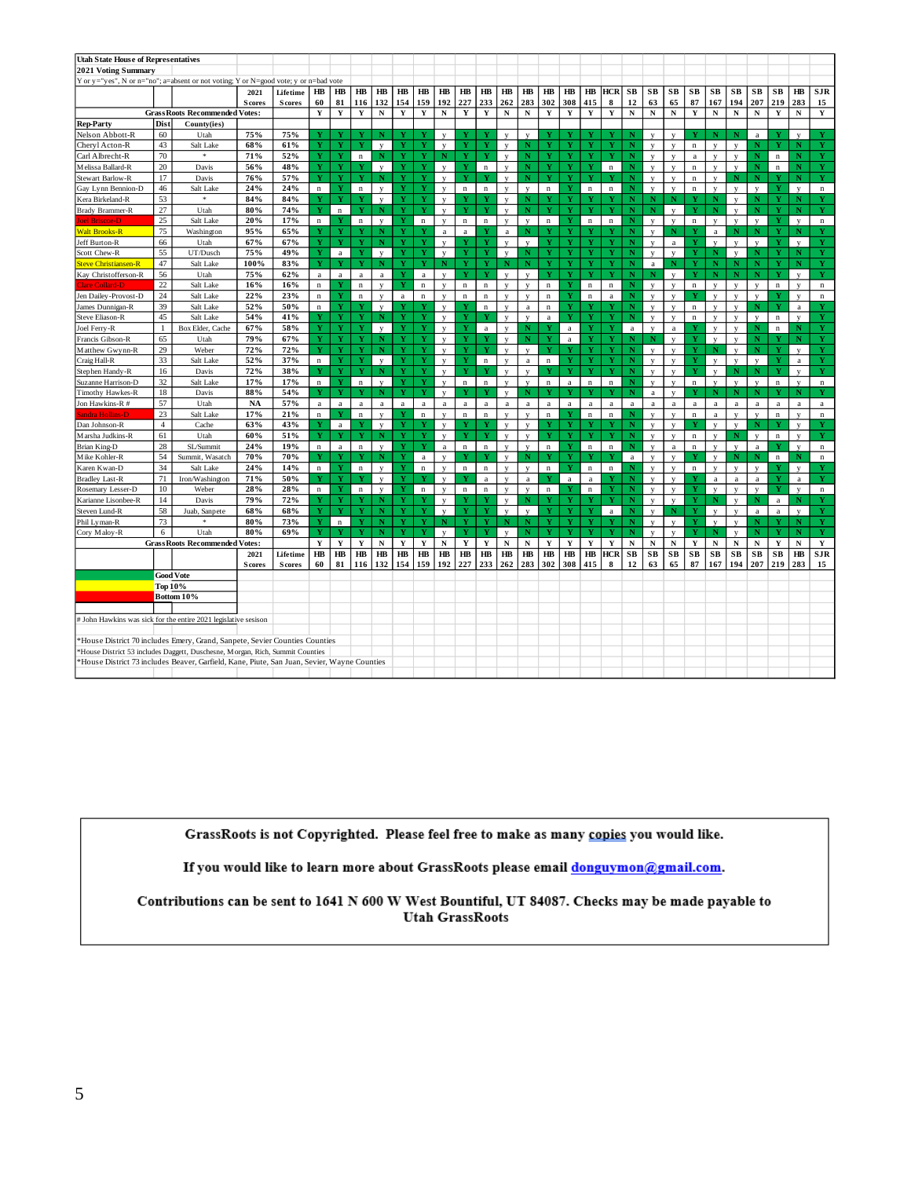**Utah State House of Representatives**

**2021 Voting Summary**

Y or y="yes", N or n="no"; a=absent or not voting; Y or N=good vote; y or n=bad vote

| Rep-Party | Dist | County(ies) | 2021 Scores | Lifetime Scores | HB 60 | HB 81 | HB 116 | HB 132 | HB 154 | HB 159 | HB 192 | HB 227 | HB 233 | HB 262 | HB 283 | HB 302 | HB 308 | HB 415 | HCR 8 | SB 12 | SB 63 | SB 65 | SB 87 | SB 167 | SB 194 | SB 207 | SB 219 | HB 283 | SJR 15 |
|---|---|---|---|---|---|---|---|---|---|---|---|---|---|---|---|---|---|---|---|---|---|---|---|---|---|---|---|---|---|
| GrassRoots Recommended Votes: | | | | | Y | Y | Y | N | Y | Y | N | Y | Y | N | N | Y | Y | Y | Y | N | N | N | Y | N | N | N | Y | N | Y |
| Nelson Abbott-R | 60 | Utah | 75% | 75% | Y | Y | Y | N | Y | Y | y | Y | Y | y | y | Y | Y | Y | Y | N | y | y | Y | N | N | a | Y | y | Y |
| Cheryl Acton-R | 43 | Salt Lake | 68% | 61% | Y | Y | Y | y | Y | Y | y | Y | Y | y | N | Y | Y | Y | Y | N | y | y | n | y | y | N | Y | N | Y |
| Carl Albrecht-R | 70 | * | 71% | 52% | Y | Y | n | N | Y | Y | N | Y | Y | y | N | Y | Y | Y | Y | N | y | y | a | y | y | N | n | N | Y |
| Melissa Ballard-R | 20 | Davis | 56% | 48% | Y | Y | Y | y | Y | Y | y | Y | n | y | N | Y | Y | Y | n | N | y | y | n | y | y | N | n | N | Y |
| Stewart Barlow-R | 17 | Davis | 76% | 57% | Y | Y | Y | N | Y | Y | y | Y | Y | y | N | Y | Y | Y | Y | N | y | y | n | y | N | N | Y | N | Y |
| Gay Lynn Bennion-D | 46 | Salt Lake | 24% | 24% | n | Y | n | y | Y | Y | y | n | n | y | y | n | Y | n | n | N | y | y | n | y | y | y | Y | y | n |
| Kera Birkeland-R | 53 | * | 84% | 84% | Y | Y | Y | y | Y | Y | y | Y | Y | y | N | Y | Y | Y | Y | N | N | N | Y | N | y | N | Y | N | Y |
| Brady Brammer-R | 27 | Utah | 80% | 74% | Y | n | Y | N | Y | Y | y | Y | Y | y | N | Y | Y | Y | Y | N | N | y | Y | N | y | N | Y | N | Y |
| Joel Briscoe-D | 25 | Salt Lake | 20% | 17% | n | Y | n | y | Y | n | y | n | n | y | y | n | Y | n | n | N | y | y | n | y | y | y | Y | y | n |
| Walt Brooks-R | 75 | Washington | 95% | 65% | Y | Y | Y | N | Y | Y | a | a | Y | a | N | Y | Y | Y | Y | N | y | N | Y | a | N | N | Y | N | Y |
| Jeff Burton-R | 66 | Utah | 67% | 67% | Y | Y | Y | N | Y | Y | y | Y | Y | y | y | Y | Y | Y | Y | N | y | a | Y | y | y | y | Y | y | Y |
| Scott Chew-R | 55 | UT/Dusch | 75% | 49% | Y | a | Y | y | Y | Y | y | Y | Y | y | N | Y | Y | Y | Y | N | y | y | Y | N | y | N | Y | N | Y |
| Steve Christiansen-R | 47 | Salt Lake | 100% | 83% | Y | Y | Y | N | Y | Y | N | Y | Y | N | N | Y | Y | Y | Y | N | a | N | Y | N | N | N | Y | N | Y |
| Kay Christofferson-R | 56 | Utah | 75% | 62% | a | a | a | a | Y | a | y | Y | Y | y | y | Y | Y | Y | Y | N | N | y | Y | N | N | N | Y | y | Y |
| Clare Collard-D | 22 | Salt Lake | 16% | 16% | n | Y | n | y | Y | n | y | n | n | y | y | n | Y | n | n | N | y | y | n | y | y | y | n | y | n |
| Jen Dailey-Provost-D | 24 | Salt Lake | 22% | 23% | n | Y | n | y | a | n | y | n | n | y | y | n | Y | n | a | N | y | y | Y | y | y | y | Y | y | n |
| James Dunnigan-R | 39 | Salt Lake | 52% | 50% | n | Y | Y | y | Y | Y | y | Y | n | y | a | n | Y | Y | Y | N | y | y | n | y | y | N | Y | a | Y |
| Steve Eliason-R | 45 | Salt Lake | 54% | 41% | Y | Y | Y | N | Y | Y | y | Y | Y | y | y | a | Y | Y | Y | N | y | y | n | y | y | y | n | y | Y |
| Joel Ferry-R | 1 | Box Elder, Cache | 67% | 58% | Y | Y | Y | y | Y | Y | y | Y | a | y | N | Y | a | Y | Y | a | y | a | Y | y | y | N | n | N | Y |
| Francis Gibson-R | 65 | Utah | 79% | 67% | Y | Y | Y | N | Y | Y | y | Y | Y | y | N | Y | a | Y | Y | N | N | y | Y | y | y | N | Y | N | Y |
| Matthew Gwynn-R | 29 | Weber | 72% | 72% | Y | Y | Y | N | Y | Y | y | Y | Y | y | y | Y | Y | Y | Y | N | y | y | Y | N | y | N | Y | y | Y |
| Craig Hall-R | 33 | Salt Lake | 52% | 37% | n | Y | Y | y | Y | Y | y | Y | n | y | a | n | Y | Y | Y | N | y | y | Y | y | y | y | Y | a | Y |
| Stephen Handy-R | 16 | Davis | 72% | 38% | Y | Y | Y | N | Y | Y | y | Y | Y | y | y | Y | Y | Y | Y | N | y | y | Y | y | N | N | Y | y | Y |
| Suzanne Harrison-D | 32 | Salt Lake | 17% | 17% | n | Y | n | y | Y | Y | y | n | n | y | y | n | a | n | n | N | y | y | n | y | y | y | n | y | n |
| Timothy Hawkes-R | 18 | Davis | 88% | 54% | Y | Y | Y | N | Y | Y | y | Y | Y | y | N | Y | Y | Y | Y | N | a | y | Y | N | N | N | Y | N | Y |
| Jon Hawkins-R # | 57 | Utah | NA | 57% | a | a | a | a | a | a | a | a | a | a | a | a | a | a | a | a | a | a | a | a | a | a | a | a | a |
| Sandra Hollins-D | 23 | Salt Lake | 17% | 21% | n | Y | n | y | Y | n | y | n | n | y | y | n | Y | n | n | N | y | y | n | a | y | y | n | y | n |
| Dan Johnson-R | 4 | Cache | 63% | 43% | Y | a | Y | y | Y | Y | y | Y | Y | y | y | Y | Y | Y | Y | N | y | y | Y | y | y | N | Y | y | Y |
| Marsha Judkins-R | 61 | Utah | 60% | 51% | Y | Y | Y | N | Y | Y | y | Y | Y | y | y | Y | Y | Y | Y | N | y | y | n | y | N | y | n | y | Y |
| Brian King-D | 28 | SL/Summit | 24% | 19% | n | a | n | y | Y | Y | a | n | n | y | y | n | Y | n | n | N | y | a | n | y | y | a | Y | y | n |
| Mike Kohler-R | 54 | Summit, Wasatch | 70% | 70% | Y | Y | Y | N | Y | a | y | Y | Y | y | N | Y | Y | Y | Y | a | y | y | Y | y | N | N | n | N | n |
| Karen Kwan-D | 34 | Salt Lake | 24% | 14% | n | Y | n | y | Y | n | y | n | n | y | y | n | Y | n | n | N | y | y | n | y | y | y | Y | y | Y |
| Bradley Last-R | 71 | Iron/Washington | 71% | 50% | Y | Y | Y | y | Y | Y | y | Y | a | y | a | Y | a | a | Y | N | y | y | Y | a | a | a | Y | a | Y |
| Rosemary Lesser-D | 10 | Weber | 28% | 28% | n | Y | n | y | Y | n | y | n | n | y | y | n | Y | n | Y | N | y | y | Y | y | y | y | Y | y | n |
| Karianne Lisonbee-R | 14 | Davis | 79% | 72% | Y | Y | Y | N | Y | Y | y | Y | Y | y | N | Y | Y | Y | Y | N | y | y | Y | N | y | N | a | N | Y |
| Steven Lund-R | 58 | Juab, Sanpete | 68% | 68% | Y | Y | Y | N | Y | Y | y | Y | Y | y | y | Y | Y | Y | a | N | y | N | Y | y | y | a | a | y | Y |
| Phil Lyman-R | 73 | * | 80% | 73% | Y | n | Y | N | Y | Y | N | Y | Y | N | N | Y | Y | Y | Y | N | y | y | Y | y | y | N | Y | N | Y |
| Cory Maloy-R | 6 | Utah | 80% | 69% | Y | Y | Y | N | Y | Y | y | Y | Y | y | N | Y | Y | Y | Y | N | y | y | Y | N | y | N | Y | N | Y |
| GrassRoots Recommended Votes: | | | | | Y | Y | Y | N | Y | Y | N | Y | Y | N | N | Y | Y | Y | Y | N | N | N | Y | N | N | N | Y | N | Y |
| | | | 2021 Scores | Lifetime Scores | HB 60 | HB 81 | HB 116 | HB 132 | HB 154 | HB 159 | HB 192 | HB 227 | HB 233 | HB 262 | HB 283 | HB 302 | HB 308 | HB 415 | HCR 8 | SB 12 | SB 63 | SB 65 | SB 87 | SB 167 | SB 194 | SB 207 | SB 219 | HB 283 | SJR 15 |

Legend:
- Good Vote (green)
- Top 10% (yellow)
- Bottom 10% (red)

# John Hawkins was sick for the entire 2021 legislative sesison

*House District 70 includes Emery, Grand, Sanpete, Sevier Counties Counties

*House District 53 includes Daggett, Duschesne, Morgan, Rich, Summit Counties

*House District 73 includes Beaver, Garfield, Kane, Piute, San Juan, Sevier, Wayne Counties

**GrassRoots is not Copyrighted. Please feel free to make as many copies you would like.**

**If you would like to learn more about GrassRoots please email donguymon@gmail.com.**

**Contributions can be sent to 1641 N 600 W West Bountiful, UT 84087. Checks may be made payable to Utah GrassRoots**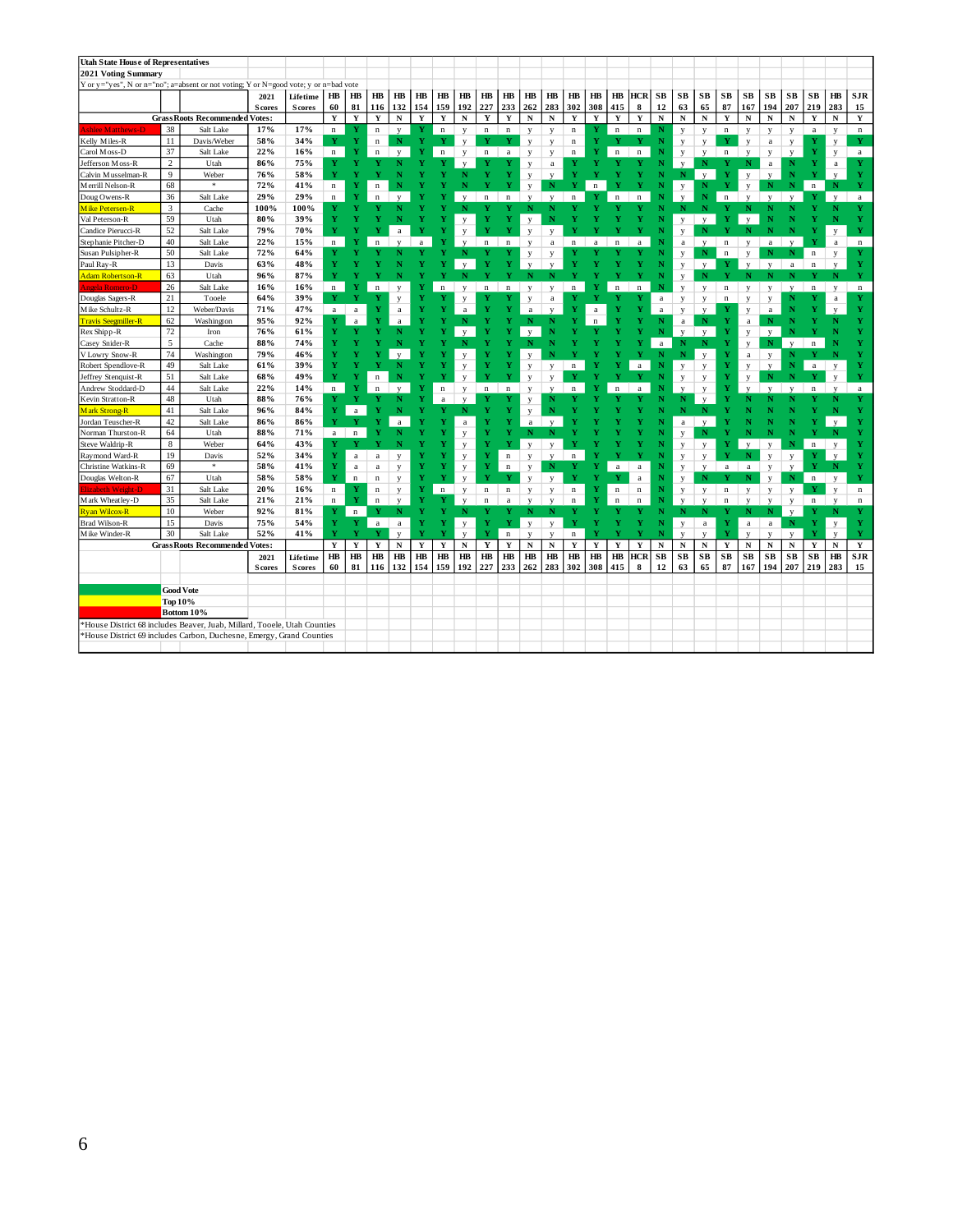**Utah State House of Representatives**

**2021 Voting Summary**

Y or y="yes", N or n="no"; a=absent or not voting; Y or N=good vote; y or n=bad vote

| | | | 2021 Scores | Lifetime Scores | HB 60 | HB 81 | HB 116 | HB 132 | HB 154 | HB 159 | HB 192 | HB 227 | HB 233 | HB 262 | HB 283 | HB 302 | HB 308 | HB 415 | HCR 8 | SB 12 | SB 63 | SB 65 | SB 87 | SB 167 | SB 194 | SB 207 | SB 219 | HB 283 | SJR 15 |
|---|---|---|---|---|---|---|---|---|---|---|---|---|---|---|---|---|---|---|---|---|---|---|---|---|---|---|---|---|---|
| | GrassRoots Recommended Votes: | | | | Y | Y | Y | N | Y | Y | N | Y | Y | N | N | Y | Y | Y | Y | N | N | N | Y | N | N | N | Y | N | Y |
| Ashlee Matthews-D | 38 | Salt Lake | 17% | 17% | n | Y | n | y | Y | n | y | n | n | y | y | n | Y | n | n | N | y | y | n | y | y | y | a | y | n |
| Kelly Miles-R | 11 | Davis/Weber | 58% | 34% | Y | Y | n | N | Y | Y | y | Y | Y | y | y | n | Y | Y | Y | N | y | y | Y | y | a | y | Y | y | Y |
| Carol Moss-D | 37 | Salt Lake | 22% | 16% | n | Y | n | y | Y | n | y | n | a | y | y | n | Y | n | n | N | y | y | n | y | y | y | Y | y | a |
| Jefferson Moss-R | 2 | Utah | 86% | 75% | Y | Y | Y | N | Y | Y | y | Y | Y | y | a | Y | Y | Y | Y | N | y | N | Y | N | a | N | Y | a | Y |
| Calvin Musselman-R | 9 | Weber | 76% | 58% | Y | Y | Y | N | Y | Y | N | Y | Y | y | y | Y | Y | Y | Y | N | N | y | Y | y | y | N | Y | y | Y |
| Merrill Nelson-R | 68 | * | 72% | 41% | n | Y | n | N | Y | Y | N | Y | Y | y | N | Y | n | Y | Y | N | y | N | Y | y | N | N | n | N | Y |
| Doug Owens-R | 36 | Salt Lake | 29% | 29% | n | Y | n | y | Y | Y | y | n | n | y | y | n | Y | n | n | N | y | N | n | y | y | y | Y | y | a |
| Mike Petersen-R | 3 | Cache | 100% | 100% | Y | Y | Y | N | Y | Y | N | Y | Y | N | N | Y | Y | Y | Y | N | N | N | Y | N | N | N | Y | N | Y |
| Val Peterson-R | 59 | Utah | 80% | 39% | Y | Y | Y | N | Y | Y | y | Y | Y | y | N | Y | Y | Y | Y | N | y | y | Y | y | N | N | Y | N | Y |
| Candice Pierucci-R | 52 | Salt Lake | 79% | 70% | Y | Y | Y | a | Y | Y | y | Y | Y | y | y | Y | Y | Y | Y | N | y | N | Y | N | N | N | Y | y | Y |
| Stephanie Pitcher-D | 40 | Salt Lake | 22% | 15% | n | Y | n | y | a | Y | y | n | n | y | a | n | a | n | a | N | a | y | n | y | a | y | Y | a | n |
| Susan Pulsipher-R | 50 | Salt Lake | 72% | 64% | Y | Y | Y | N | Y | Y | N | Y | Y | y | y | Y | Y | Y | Y | N | y | N | n | y | N | N | n | y | Y |
| Paul Ray-R | 13 | Davis | 63% | 48% | Y | Y | Y | N | Y | Y | y | Y | Y | y | y | Y | Y | Y | Y | N | y | y | Y | y | y | a | n | y | Y |
| Adam Robertson-R | 63 | Utah | 96% | 87% | Y | Y | Y | N | Y | Y | N | Y | Y | N | N | Y | Y | Y | Y | N | y | N | Y | N | N | N | Y | N | Y |
| Angela Romero-D | 26 | Salt Lake | 16% | 16% | n | Y | n | y | Y | n | y | n | n | y | y | n | Y | n | n | N | y | y | n | y | y | y | n | y | n |
| Douglas Sagers-R | 21 | Tooele | 64% | 39% | Y | Y | Y | y | Y | Y | y | Y | Y | y | a | Y | Y | Y | Y | a | y | y | n | y | y | N | Y | a | Y |
| Mike Schultz-R | 12 | Weber/Davis | 71% | 47% | a | a | Y | a | Y | Y | a | Y | Y | a | y | Y | a | Y | Y | a | y | y | Y | y | a | N | Y | y | Y |
| Travis Seegmiller-R | 62 | Washington | 95% | 92% | Y | a | Y | a | Y | Y | N | Y | Y | N | N | Y | n | Y | Y | N | a | N | Y | a | N | N | Y | N | Y |
| Rex Shipp-R | 72 | Iron | 76% | 61% | Y | Y | Y | N | Y | Y | y | Y | Y | y | N | Y | Y | Y | Y | N | y | y | Y | y | y | N | Y | N | Y |
| Casey Snider-R | 5 | Cache | 88% | 74% | Y | Y | Y | N | Y | Y | N | Y | Y | N | N | Y | Y | Y | Y | a | N | N | Y | y | N | y | n | N | Y |
| V Lowry Snow-R | 74 | Washington | 79% | 46% | Y | Y | Y | y | Y | Y | y | Y | Y | y | N | Y | Y | Y | Y | N | N | y | Y | a | y | N | Y | N | Y |
| Robert Spendlove-R | 49 | Salt Lake | 61% | 39% | Y | Y | Y | N | Y | Y | y | Y | Y | y | y | n | Y | Y | a | N | y | y | Y | y | y | N | a | y | Y |
| Jeffrey Stenquist-R | 51 | Salt Lake | 68% | 49% | Y | Y | n | N | Y | Y | y | Y | Y | y | y | Y | Y | Y | Y | N | y | y | Y | y | N | N | Y | y | Y |
| Andrew Stoddard-D | 44 | Salt Lake | 22% | 14% | n | Y | n | y | Y | n | y | n | n | y | y | n | Y | n | a | N | y | y | Y | y | y | y | n | y | a |
| Kevin Stratton-R | 48 | Utah | 88% | 76% | Y | Y | Y | N | Y | a | y | Y | Y | y | N | Y | Y | Y | Y | N | N | y | Y | N | N | N | Y | N | Y |
| Mark Strong-R | 41 | Salt Lake | 96% | 84% | Y | a | Y | N | Y | Y | N | Y | Y | y | N | Y | Y | Y | Y | N | N | N | Y | N | N | N | Y | N | Y |
| Jordan Teuscher-R | 42 | Salt Lake | 86% | 86% | Y | Y | Y | a | Y | Y | a | Y | Y | a | y | Y | Y | Y | Y | N | a | y | Y | N | N | N | Y | y | Y |
| Norman Thurston-R | 64 | Utah | 88% | 71% | a | n | Y | N | Y | Y | y | Y | Y | N | N | Y | Y | Y | Y | N | y | N | Y | N | N | N | Y | N | Y |
| Steve Waldrip-R | 8 | Weber | 64% | 43% | Y | Y | Y | N | Y | Y | y | Y | Y | y | y | Y | Y | Y | Y | N | y | y | Y | y | y | N | n | y | Y |
| Raymond Ward-R | 19 | Davis | 52% | 34% | Y | a | a | y | Y | Y | y | Y | n | y | y | n | Y | Y | Y | N | y | y | Y | N | y | y | Y | y | Y |
| Christine Watkins-R | 69 | * | 58% | 41% | Y | a | a | y | Y | Y | y | Y | n | y | N | Y | Y | a | a | N | y | y | a | a | y | y | Y | N | Y |
| Douglas Welton-R | 67 | Utah | 58% | 58% | Y | n | n | y | Y | Y | y | Y | Y | y | y | Y | Y | Y | a | N | y | N | Y | N | y | N | n | y | Y |
| Elizabeth Weight-D | 31 | Salt Lake | 20% | 16% | n | Y | n | y | Y | n | y | n | n | y | y | n | Y | n | n | N | y | y | n | y | y | y | Y | y | n |
| Mark Wheatley-D | 35 | Salt Lake | 21% | 21% | n | Y | n | y | Y | Y | y | n | a | y | y | n | Y | n | n | N | y | y | n | y | y | y | n | y | n |
| Ryan Wilcox-R | 10 | Weber | 92% | 81% | Y | n | Y | N | Y | Y | N | Y | Y | N | N | Y | Y | Y | Y | N | N | N | Y | N | N | y | Y | N | Y |
| Brad Wilson-R | 15 | Davis | 75% | 54% | Y | Y | a | a | Y | Y | y | Y | Y | y | y | Y | Y | Y | Y | N | y | a | Y | a | a | N | Y | y | Y |
| Mike Winder-R | 30 | Salt Lake | 52% | 41% | Y | Y | Y | y | Y | Y | y | Y | n | y | y | n | Y | Y | Y | N | y | y | Y | y | y | y | Y | y | Y |
| | GrassRoots Recommended Votes: | | | | Y | Y | Y | N | Y | Y | N | Y | Y | N | N | Y | Y | Y | Y | N | N | N | Y | N | N | N | Y | N | Y |
| | | | 2021 Scores | Lifetime Scores | HB 60 | HB 81 | HB 116 | HB 132 | HB 154 | HB 159 | HB 192 | HB 227 | HB 233 | HB 262 | HB 283 | HB 302 | HB 308 | HB 415 | HCR 8 | SB 12 | SB 63 | SB 65 | SB 87 | SB 167 | SB 194 | SB 207 | SB 219 | HB 283 | SJR 15 |

Legend:
- (green) **Good Vote**
- (yellow) **Top 10%**
- (red) **Bottom 10%**

*House District 68 includes Beaver, Juab, Millard, Tooele, Utah Counties

*House District 69 includes Carbon, Duchesne, Emergy, Grand Counties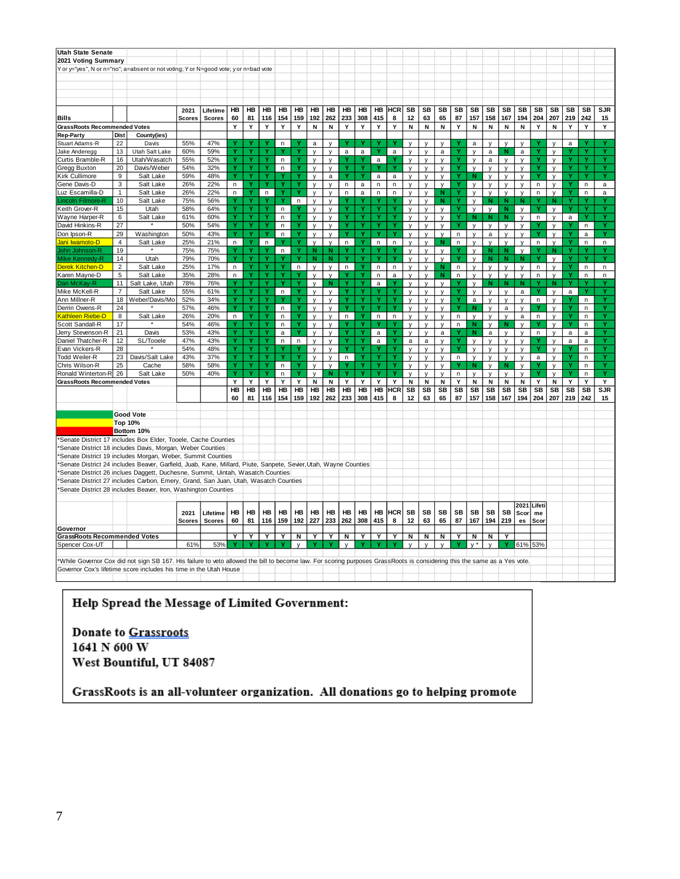**Utah State Senate**

**2021 Voting Summary**

Y or y="yes", N or n="no"; a=absent or not voting; Y or N=good vote; y or n=bad vote

| Bills | | | 2021 Scores | Lifetime Scores | HB 60 | HB 81 | HB 116 | HB 154 | HB 159 | HB 192 | HB 262 | HB 233 | HB 308 | HB 415 | HCR 8 | SB 12 | SB 63 | SB 65 | SB 87 | SB 157 | SB 158 | SB 167 | SB 194 | SB 204 | SB 207 | SB 219 | SB 242 | SJR 15 |
|---|---|---|---|---|---|---|---|---|---|---|---|---|---|---|---|---|---|---|---|---|---|---|---|---|---|---|---|---|
| **GrassRoots Recommended Votes** | | | | | Y | Y | Y | Y | Y | N | N | Y | Y | Y | Y | N | N | N | Y | N | N | N | N | Y | N | Y | Y | Y |
| **Rep-Party** | **Dist** | **County(ies)** | | | | | | | | | | | | | | | | | | | | | | | | | | |
| Stuart Adams-R | 22 | Davis | 55% | 47% | Y | Y | Y | n | Y | a | y | Y | Y | Y | Y | y | y | y | Y | a | y | y | y | Y | y | a | Y | Y |
| Jake Anderegg | 13 | Utah Salt Lake | 60% | 59% | Y | Y | Y | Y | Y | y | y | a | a | Y | a | y | y | a | Y | y | a | N | a | Y | y | Y | Y | Y |
| Curtis Bramble-R | 16 | Utah/Wasatch | 55% | 52% | Y | Y | Y | n | Y | y | y | Y | Y | a | Y | y | y | y | Y | y | a | y | y | Y | y | Y | Y | Y |
| Gregg Buxton | 20 | Davis/Weber | 54% | 32% | Y | Y | Y | n | Y | y | y | Y | Y | Y | Y | y | y | y | Y | y | y | y | y | Y | y | Y | Y | Y |
| Kirk Cullimore | 9 | Salt Lake | 59% | 48% | Y | Y | Y | Y | Y | y | a | Y | Y | a | a | y | y | y | Y | N | y | y | y | Y | y | Y | Y | Y |
| Gene Davis-D | 3 | Salt Lake | 26% | 22% | n | Y | Y | Y | Y | y | y | n | a | n | n | y | y | y | Y | y | y | y | y | n | y | Y | n | a |
| Luz Escamilla-D | 1 | Salt Lake | 26% | 22% | n | Y | n | Y | Y | y | y | n | a | n | n | y | y | N | Y | y | y | y | y | n | y | Y | n | a |
| Lincoln Filmore-R | 10 | Salt Lake | 75% | 56% | Y | Y | Y | Y | n | y | y | Y | Y | Y | Y | y | y | N | Y | y | N | N | N | Y | N | Y | Y | Y |
| Keith Grover-R | 15 | Utah | 58% | 64% | Y | Y | Y | n | Y | y | y | Y | Y | Y | Y | y | y | y | Y | y | y | N | y | Y | y | Y | Y | Y |
| Wayne Harper-R | 6 | Salt Lake | 61% | 60% | Y | Y | Y | n | Y | y | y | Y | Y | Y | Y | y | y | y | Y | N | N | N | y | n | y | a | Y | Y |
| David Hinkins-R | 27 | * | 50% | 54% | Y | Y | Y | n | Y | y | y | Y | Y | Y | Y | y | y | y | Y | y | y | y | y | Y | y | Y | n | Y |
| Don Ipson-R | 29 | Washington | 50% | 43% | Y | Y | Y | n | Y | y | y | Y | Y | Y | Y | y | y | y | n | y | a | y | y | Y | y | Y | a | Y |
| Jani Iwamoto-D | 4 | Salt Lake | 25% | 21% | n | Y | n | Y | Y | y | y | n | Y | n | n | y | y | N | n | y | y | y | y | n | y | Y | n | n |
| John Johnson-R | 19 | * | 75% | 75% | Y | Y | Y | n | Y | N | N | Y | Y | Y | Y | y | y | y | Y | y | N | N | y | Y | N | Y | Y | Y |
| Mike Kennedy-R | 14 | Utah | 79% | 70% | Y | Y | Y | Y | Y | N | N | Y | Y | Y | Y | y | y | y | Y | y | N | N | N | Y | y | Y | Y | Y |
| Derek Kitchen-D | 2 | Salt Lake | 25% | 17% | n | Y | Y | Y | n | y | y | n | Y | n | n | y | y | N | n | y | y | y | y | n | y | Y | n | n |
| Karen Mayne-D | 5 | Salt Lake | 35% | 28% | n | Y | Y | Y | Y | y | y | Y | Y | n | a | y | y | N | n | y | y | y | y | n | y | Y | n | n |
| Dan McKay-R | 11 | Salt Lake, Utah | 78% | 76% | Y | Y | Y | Y | Y | y | N | Y | Y | a | Y | y | y | y | Y | y | N | N | N | Y | N | Y | Y | Y |
| Mike McKell-R | 7 | Salt Lake | 55% | 61% | Y | Y | Y | n | Y | y | y | Y | Y | Y | Y | y | y | y | Y | y | y | y | a | Y | y | a | Y | Y |
| Ann Millner-R | 18 | Weber/Davis/Mo | 52% | 34% | Y | Y | Y | Y | Y | y | y | Y | Y | Y | Y | y | y | y | Y | a | y | y | y | n | y | Y | n | Y |
| Derrin Owens-R | 24 | * | 57% | 46% | Y | Y | Y | n | Y | y | y | Y | Y | Y | Y | y | y | y | Y | N | y | a | y | Y | y | Y | n | Y |
| Kathleen Riebe-D | 8 | Salt Lake | 26% | 20% | n | Y | Y | n | Y | y | y | n | Y | n | n | y | y | y | n | y | y | y | a | n | y | Y | n | Y |
| Scott Sandall-R | 17 | * | 54% | 46% | Y | Y | Y | n | Y | y | y | Y | Y | Y | Y | y | y | y | Y | N | y | N | y | Y | y | Y | n | Y |
| Jerry Stevenson-R | 21 | Davis | 53% | 43% | Y | Y | Y | a | Y | y | y | Y | Y | a | Y | y | y | a | Y | N | a | y | y | n | y | a | a | Y |
| Daniel Thatcher-R | 12 | SL/Tooele | 47% | 43% | Y | Y | Y | n | n | y | y | Y | Y | a | Y | a | a | y | Y | y | y | y | y | Y | y | a | a | Y |
| Evan Vickers-R | 28 | * | 54% | 48% | Y | Y | Y | Y | Y | y | y | Y | Y | Y | Y | y | y | y | Y | y | y | y | y | Y | y | Y | n | Y |
| Todd Weiler-R | 23 | Davis/Salt Lake | 43% | 37% | Y | Y | Y | Y | Y | y | y | n | Y | Y | Y | y | y | y | n | y | y | y | y | a | y | Y | n | Y |
| Chris Wilson-R | 25 | Cache | 58% | 58% | Y | Y | Y | n | Y | y | y | Y | Y | Y | Y | y | y | y | Y | N | y | N | y | Y | y | Y | n | Y |
| Ronald Winterton-R | 26 | Salt Lake | 50% | 40% | Y | Y | Y | n | Y | y | N | Y | Y | Y | Y | y | y | y | n | y | y | y | y | Y | y | Y | n | Y |
| **GrassRoots Recommended Votes** | | | | | Y | Y | Y | Y | Y | N | N | Y | Y | Y | Y | N | N | N | Y | N | N | N | N | Y | N | Y | Y | Y |
| | | | | | HB 60 | HB 81 | HB 116 | HB 154 | HB 159 | HB 192 | HB 262 | HB 233 | HB 308 | HB 415 | HCR 8 | SB 12 | SB 63 | SB 65 | SB 87 | SB 157 | SB 158 | SB 167 | SB 194 | SB 204 | SB 207 | SB 219 | SB 242 | SJR 15 |

**Good Vote**

**Top 10%**

**Bottom 10%**

*Senate District 17 includes Box Elder, Tooele, Cache Counties
*Senate District 18 includes Davis, Morgan, Weber Counties
*Senate District 19 includes Morgan, Weber, Summit Counties
*Senate District 24 includes Beaver, Garfield, Juab, Kane, Millard, Piute, Sanpete, Sevier,Utah, Wayne Counties
*Senate District 26 inclues Daggett, Duchesne, Summit, Uintah, Wasatch Counties
*Senate District 27 includes Carbon, Emery, Grand, San Juan, Utah, Wasatch Counties
*Senate District 28 includes Beaver, Iron, Washington Counties

| | | 2021 Scores | Lifetime Scores | HB 60 | HB 81 | HB 116 | HB 159 | HB 192 | HB 227 | HB 233 | HB 262 | HB 308 | HB 415 | HCR 8 | SB 12 | SB 63 | SB 65 | SB 87 | SB 167 | SB 194 | SB 219 | 2021 Scores | Lifetime Scores |
|---|---|---|---|---|---|---|---|---|---|---|---|---|---|---|---|---|---|---|---|---|---|---|---|
| **Governor** | | | | | | | | | | | | | | | | | | | | | | | |
| **GrassRoots Recommended Votes** | | | | Y | Y | Y | Y | N | Y | Y | N | Y | Y | Y | N | N | N | Y | N | N | Y | | |
| Spencer Cox-UT | | 61% | 53% | Y | Y | Y | Y | y | Y | Y | y | Y | Y | Y | y | y | y | Y | y * | y | Y | 61% | 53% |

*While Governor Cox did not sign SB 167. His failure to veto allowed the bill to become law. For scoring purposes GrassRoots is considering this the same as a Yes vote.
Governor Cox's lifetime score includes his time in the Utah House

**Help Spread the Message of Limited Government:**

**Donate to Grassroots**
**1641 N 600 W**
**West Bountiful, UT 84087**

**GrassRoots is an all-volunteer organization. All donations go to helping promote**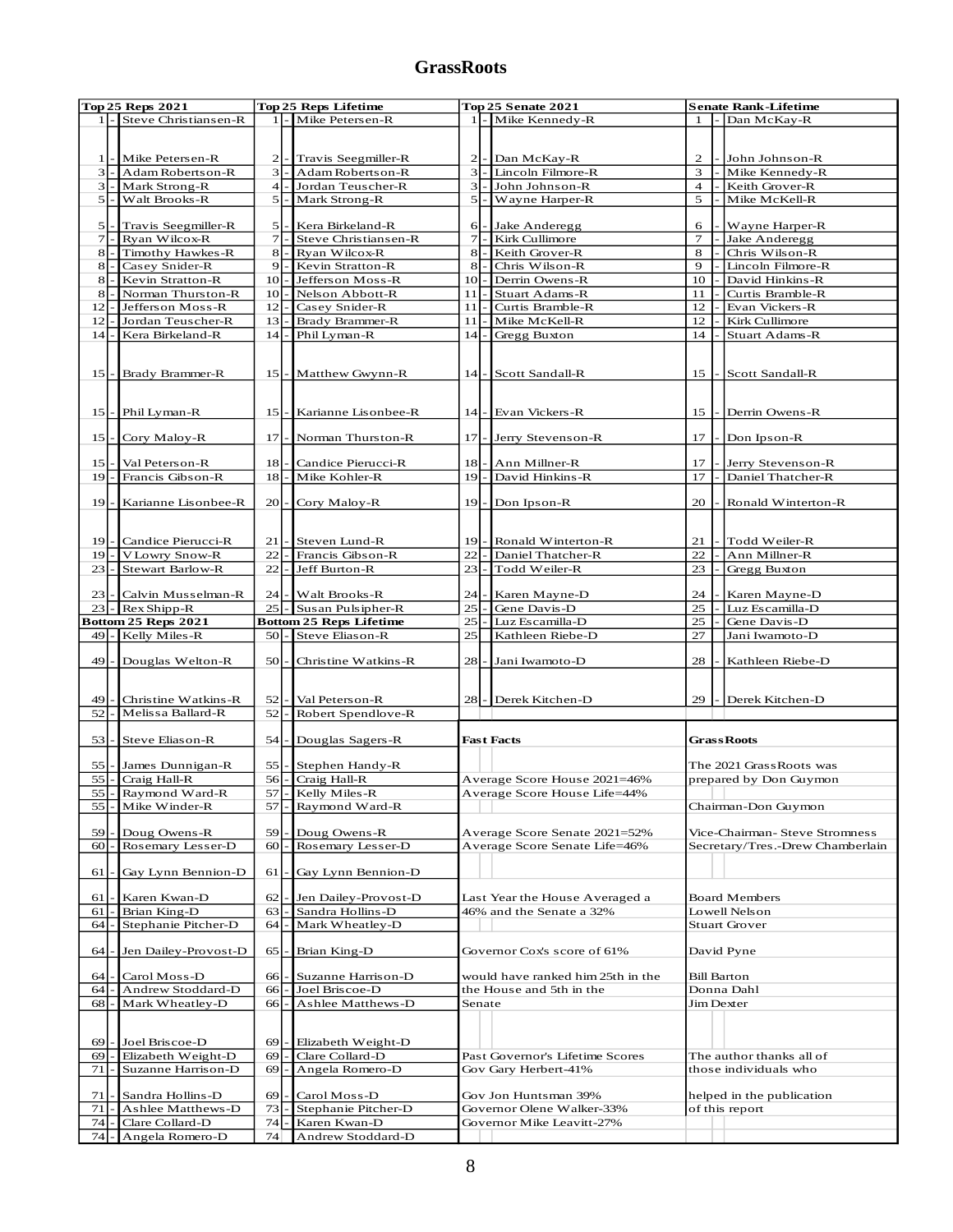# GrassRoots

| Top 25 Reps 2021 | | Top 25 Reps Lifetime | | Top 25 Senate 2021 | | Senate Rank-Lifetime | |
|---|---|---|---|---|---|---|---|
| 1 - | Steve Christiansen-R | 1 - | Mike Petersen-R | 1 - | Mike Kennedy-R | 1 - | Dan McKay-R |
| 1 - | Mike Petersen-R | 2 - | Travis Seegmiller-R | 2 - | Dan McKay-R | 2 - | John Johnson-R |
| 3 - | Adam Robertson-R | 3 - | Adam Robertson-R | 3 - | Lincoln Filmore-R | 3 - | Mike Kennedy-R |
| 3 - | Mark Strong-R | 4 - | Jordan Teuscher-R | 3 - | John Johnson-R | 4 - | Keith Grover-R |
| 5 - | Walt Brooks-R | 5 - | Mark Strong-R | 5 - | Wayne Harper-R | 5 - | Mike McKell-R |
| 5 - | Travis Seegmiller-R | 5 - | Kera Birkeland-R | 6 - | Jake Anderegg | 6 - | Wayne Harper-R |
| 7 - | Ryan Wilcox-R | 7 - | Steve Christiansen-R | 7 - | Kirk Cullimore | 7 - | Jake Anderegg |
| 8 - | Timothy Hawkes-R | 8 - | Ryan Wilcox-R | 8 - | Keith Grover-R | 8 - | Chris Wilson-R |
| 8 - | Casey Snider-R | 9 - | Kevin Stratton-R | 8 - | Chris Wilson-R | 9 - | Lincoln Filmore-R |
| 8 - | Kevin Stratton-R | 10 - | Jefferson Moss-R | 10 - | Derrin Owens-R | 10 - | David Hinkins-R |
| 8 - | Norman Thurston-R | 10 - | Nelson Abbott-R | 11 - | Stuart Adams-R | 11 - | Curtis Bramble-R |
| 12 - | Jefferson Moss-R | 12 - | Casey Snider-R | 11 - | Curtis Bramble-R | 12 - | Evan Vickers-R |
| 12 - | Jordan Teuscher-R | 13 - | Brady Brammer-R | 11 - | Mike McKell-R | 12 - | Kirk Cullimore |
| 14 - | Kera Birkeland-R | 14 - | Phil Lyman-R | 14 - | Gregg Buxton | 14 - | Stuart Adams-R |
| 15 - | Brady Brammer-R | 15 - | Matthew Gwynn-R | 14 - | Scott Sandall-R | 15 - | Scott Sandall-R |
| 15 - | Phil Lyman-R | 15 - | Karianne Lisonbee-R | 14 - | Evan Vickers-R | 15 - | Derrin Owens-R |
| 15 - | Cory Maloy-R | 17 - | Norman Thurston-R | 17 - | Jerry Stevenson-R | 17 - | Don Ipson-R |
| 15 - | Val Peterson-R | 18 - | Candice Pierucci-R | 18 - | Ann Millner-R | 17 - | Jerry Stevenson-R |
| 19 - | Francis Gibson-R | 18 - | Mike Kohler-R | 19 - | David Hinkins-R | 17 - | Daniel Thatcher-R |
| 19 - | Karianne Lisonbee-R | 20 - | Cory Maloy-R | 19 - | Don Ipson-R | 20 - | Ronald Winterton-R |
| 19 - | Candice Pierucci-R | 21 - | Steven Lund-R | 19 - | Ronald Winterton-R | 21 - | Todd Weiler-R |
| 19 - | V Lowry Snow-R | 22 - | Francis Gibson-R | 22 - | Daniel Thatcher-R | 22 - | Ann Millner-R |
| 23 - | Stewart Barlow-R | 22 - | Jeff Burton-R | 23 - | Todd Weiler-R | 23 - | Gregg Buxton |
| 23 - | Calvin Musselman-R | 24 - | Walt Brooks-R | 24 - | Karen Mayne-D | 24 - | Karen Mayne-D |
| 23 - | Rex Shipp-R | 25 - | Susan Pulsipher-R | 25 - | Gene Davis-D | 25 - | Luz Escamilla-D |
| **Bottom 25 Reps 2021** | | **Bottom 25 Reps Lifetime** | | 25 - | Luz Escamilla-D | 25 - | Gene Davis-D |
| 49 - | Kelly Miles-R | 50 - | Steve Eliason-R | 25 | Kathleen Riebe-D | 27 | Jani Iwamoto-D |
| 49 - | Douglas Welton-R | 50 - | Christine Watkins-R | 28 - | Jani Iwamoto-D | 28 - | Kathleen Riebe-D |
| 49 - | Christine Watkins-R | 52 - | Val Peterson-R | 28 - | Derek Kitchen-D | 29 - | Derek Kitchen-D |
| 52 - | Melissa Ballard-R | 52 - | Robert Spendlove-R | | | | |
| 53 - | Steve Eliason-R | 54 - | Douglas Sagers-R | | | | |
| 55 - | James Dunnigan-R | 55 - | Stephen Handy-R | | | | |
| 55 - | Craig Hall-R | 56 - | Craig Hall-R | | | | |
| 55 - | Raymond Ward-R | 57 - | Kelly Miles-R | | | | |
| 55 - | Mike Winder-R | 57 - | Raymond Ward-R | | | | |
| 59 - | Doug Owens-R | 59 - | Doug Owens-R | | | | |
| 60 - | Rosemary Lesser-D | 60 - | Rosemary Lesser-D | | | | |
| 61 - | Gay Lynn Bennion-D | 61 - | Gay Lynn Bennion-D | | | | |
| 61 - | Karen Kwan-D | 62 - | Jen Dailey-Provost-D | | | | |
| 61 - | Brian King-D | 63 - | Sandra Hollins-D | | | | |
| 64 - | Stephanie Pitcher-D | 64 - | Mark Wheatley-D | | | | |
| 64 - | Jen Dailey-Provost-D | 65 - | Brian King-D | | | | |
| 64 - | Carol Moss-D | 66 - | Suzanne Harrison-D | | | | |
| 64 - | Andrew Stoddard-D | 66 - | Joel Briscoe-D | | | | |
| 68 - | Mark Wheatley-D | 66 - | Ashlee Matthews-D | | | | |
| 69 - | Joel Briscoe-D | 69 - | Elizabeth Weight-D | | | | |
| 69 - | Elizabeth Weight-D | 69 - | Clare Collard-D | | | | |
| 71 - | Suzanne Harrison-D | 69 - | Angela Romero-D | | | | |
| 71 - | Sandra Hollins-D | 69 - | Carol Moss-D | | | | |
| 71 - | Ashlee Matthews-D | 73 - | Stephanie Pitcher-D | | | | |
| 74 - | Clare Collard-D | 74 - | Karen Kwan-D | | | | |
| 74 - | Angela Romero-D | 74 | Andrew Stoddard-D | | | | |

**Fast Facts**

Average Score House 2021=46%
Average Score House Life=44%

Average Score Senate 2021=52%
Average Score Senate Life=46%

Last Year the House Averaged a 46% and the Senate a 32%

Governor Cox's score of 61% would have ranked him 25th in the House and 5th in the Senate

Past Governor's Lifetime Scores
Gov Gary Herbert-41%
Gov Jon Huntsman 39%
Governor Olene Walker-33%
Governor Mike Leavitt-27%

**GrassRoots**

The 2021 GrassRoots was prepared by Don Guymon

Chairman-Don Guymon

Vice-Chairman- Steve Stromness
Secretary/Tres.-Drew Chamberlain

Board Members
Lowell Nelson
Stuart Grover
David Pyne
Bill Barton
Donna Dahl
Jim Dexter

The author thanks all of those individuals who helped in the publication of this report